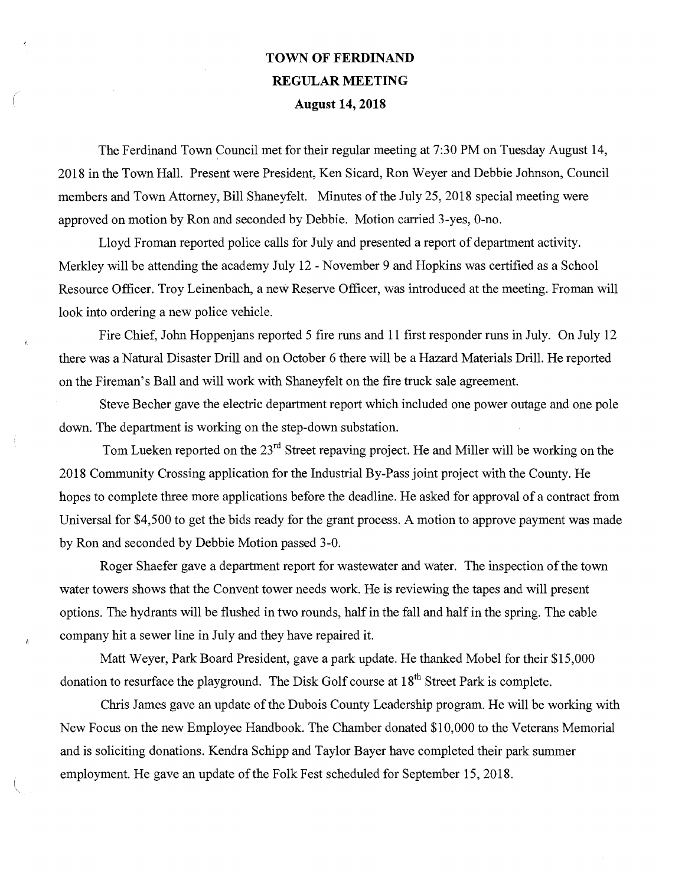# TOWN OF FERDINAND
## REGULAR MEETING
### August 14, 2018

The Ferdinand Town Council met for their regular meeting at 7:30 PM on Tuesday August 14, 2018 in the Town Hall. Present were President, Ken Sicard, Ron Weyer and Debbie Johnson, Council members and Town Attorney, Bill Shaneyfelt. Minutes of the July 25, 2018 special meeting were approved on motion by Ron and seconded by Debbie. Motion carried 3-yes, 0-no.

Lloyd Froman reported police calls for July and presented a report of department activity. Merkley will be attending the academy July 12 - November 9 and Hopkins was certified as a School Resource Officer. Troy Leinenbach, a new Reserve Officer, was introduced at the meeting. Froman will look into ordering a new police vehicle.

Fire Chief, John Hoppenjans reported 5 fire runs and 11 first responder runs in July. On July 12 there was a Natural Disaster Drill and on October 6 there will be a Hazard Materials Drill. He reported on the Fireman's Ball and will work with Shaneyfelt on the fire truck sale agreement.

Steve Becher gave the electric department report which included one power outage and one pole down. The department is working on the step-down substation.

Tom Lueken reported on the 23rd Street repaving project. He and Miller will be working on the 2018 Community Crossing application for the Industrial By-Pass joint project with the County. He hopes to complete three more applications before the deadline. He asked for approval of a contract from Universal for $4,500 to get the bids ready for the grant process. A motion to approve payment was made by Ron and seconded by Debbie Motion passed 3-0.

Roger Shaefer gave a department report for wastewater and water. The inspection of the town water towers shows that the Convent tower needs work. He is reviewing the tapes and will present options. The hydrants will be flushed in two rounds, half in the fall and half in the spring. The cable company hit a sewer line in July and they have repaired it.

Matt Weyer, Park Board President, gave a park update. He thanked Mobel for their $15,000 donation to resurface the playground. The Disk Golf course at 18th Street Park is complete.

Chris James gave an update of the Dubois County Leadership program. He will be working with New Focus on the new Employee Handbook. The Chamber donated $10,000 to the Veterans Memorial and is soliciting donations. Kendra Schipp and Taylor Bayer have completed their park summer employment. He gave an update of the Folk Fest scheduled for September 15, 2018.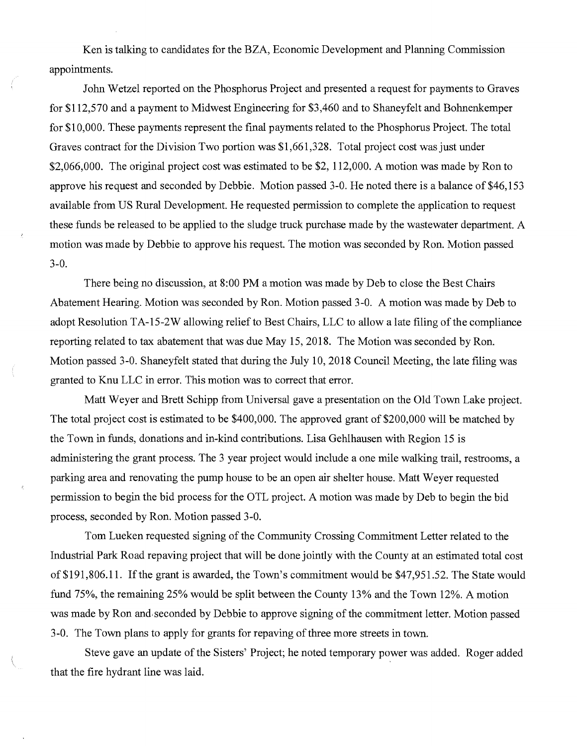Ken is talking to candidates for the BZA, Economic Development and Planning Commission appointments.

John Wetzel reported on the Phosphorus Project and presented a request for payments to Graves for $112,570 and a payment to Midwest Engineering for $3,460 and to Shaneyfelt and Bohnenkemper for $10,000. These payments represent the final payments related to the Phosphorus Project. The total Graves contract for the Division Two portion was $1,661,328. Total project cost was just under $2,066,000. The original project cost was estimated to be $2, 112,000. A motion was made by Ron to approve his request and seconded by Debbie. Motion passed 3-0. He noted there is a balance of $46,153 available from US Rural Development. He requested permission to complete the application to request these funds be released to be applied to the sludge truck purchase made by the wastewater department. A motion was made by Debbie to approve his request. The motion was seconded by Ron. Motion passed 3-0.

There being no discussion, at 8:00 PM a motion was made by Deb to close the Best Chairs Abatement Hearing. Motion was seconded by Ron. Motion passed 3-0. A motion was made by Deb to adopt Resolution TA-15-2W allowing relief to Best Chairs, LLC to allow a late filing of the compliance reporting related to tax abatement that was due May 15, 2018. The Motion was seconded by Ron. Motion passed 3-0. Shaneyfelt stated that during the July 10, 2018 Council Meeting, the late filing was granted to Knu LLC in error. This motion was to correct that error.

Matt Weyer and Brett Schipp from Universal gave a presentation on the Old Town Lake project. The total project cost is estimated to be $400,000. The approved grant of $200,000 will be matched by the Town in funds, donations and in-kind contributions. Lisa Gehlhausen with Region 15 is administering the grant process. The 3 year project would include a one mile walking trail, restrooms, a parking area and renovating the pump house to be an open air shelter house. Matt Weyer requested permission to begin the bid process for the OTL project. A motion was made by Deb to begin the bid process, seconded by Ron. Motion passed 3-0.

Tom Lueken requested signing of the Community Crossing Commitment Letter related to the Industrial Park Road repaving project that will be done jointly with the County at an estimated total cost of $191,806.11. If the grant is awarded, the Town's commitment would be $47,951.52. The State would fund 75%, the remaining 25% would be split between the County 13% and the Town 12%. A motion was made by Ron and seconded by Debbie to approve signing of the commitment letter. Motion passed 3-0. The Town plans to apply for grants for repaving of three more streets in town.

Steve gave an update of the Sisters' Project; he noted temporary power was added. Roger added that the fire hydrant line was laid.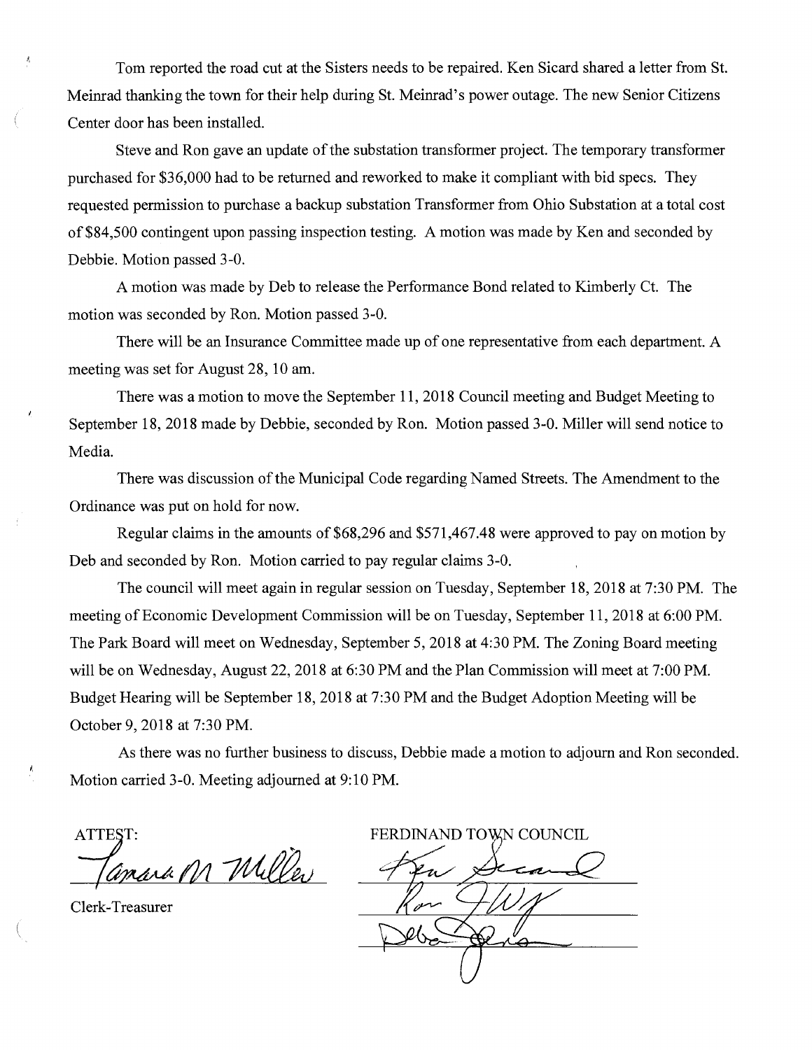Tom reported the road cut at the Sisters needs to be repaired. Ken Sicard shared a letter from St. Meinrad thanking the town for their help during St. Meinrad's power outage. The new Senior Citizens Center door has been installed.

Steve and Ron gave an update of the substation transformer project. The temporary transformer purchased for $36,000 had to be returned and reworked to make it compliant with bid specs. They requested permission to purchase a backup substation Transformer from Ohio Substation at a total cost of $84,500 contingent upon passing inspection testing. A motion was made by Ken and seconded by Debbie. Motion passed 3-0.

A motion was made by Deb to release the Performance Bond related to Kimberly Ct. The motion was seconded by Ron. Motion passed 3-0.

There will be an Insurance Committee made up of one representative from each department. A meeting was set for August 28, 10 am.

There was a motion to move the September 11, 2018 Council meeting and Budget Meeting to September 18, 2018 made by Debbie, seconded by Ron. Motion passed 3-0. Miller will send notice to Media.

There was discussion of the Municipal Code regarding Named Streets. The Amendment to the Ordinance was put on hold for now.

Regular claims in the amounts of $68,296 and $571,467.48 were approved to pay on motion by Deb and seconded by Ron. Motion carried to pay regular claims 3-0.

The council will meet again in regular session on Tuesday, September 18, 2018 at 7:30 PM. The meeting of Economic Development Commission will be on Tuesday, September 11, 2018 at 6:00 PM. The Park Board will meet on Wednesday, September 5, 2018 at 4:30 PM. The Zoning Board meeting will be on Wednesday, August 22, 2018 at 6:30 PM and the Plan Commission will meet at 7:00 PM. Budget Hearing will be September 18, 2018 at 7:30 PM and the Budget Adoption Meeting will be October 9, 2018 at 7:30 PM.

As there was no further business to discuss, Debbie made a motion to adjourn and Ron seconded. Motion carried 3-0. Meeting adjourned at 9:10 PM.

ATTEST:

Tamara M Miller

Clerk-Treasurer

FERDINAND TOWN COUNCIL

Ken Sicard

Ron

Debbie